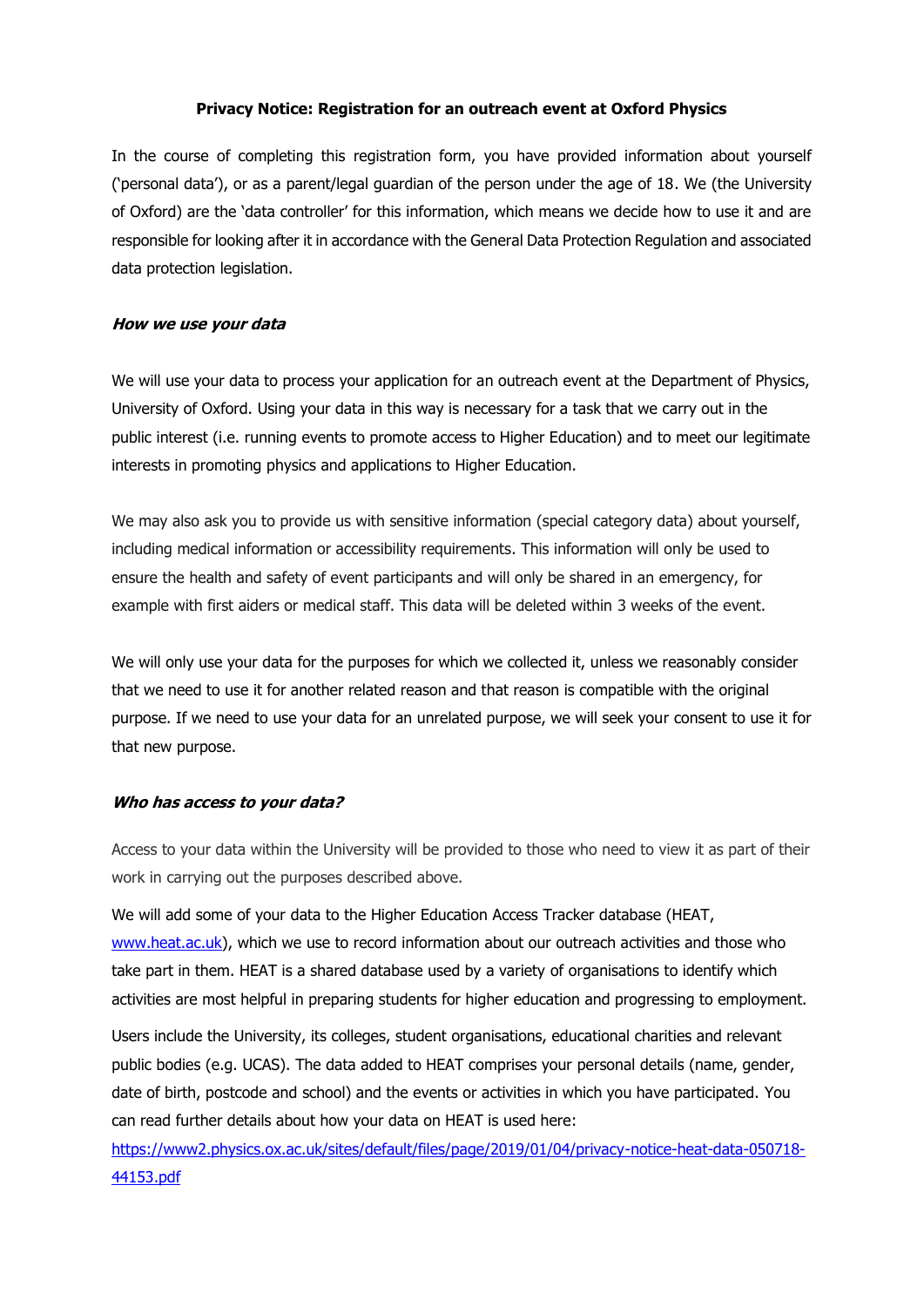**Privacy Notice: Registration for an outreach event at Oxford Physics**

In the course of completing this registration form, you have provided information about yourself ('personal data'), or as a parent/legal guardian of the person under the age of 18. We (the University of Oxford) are the 'data controller' for this information, which means we decide how to use it and are responsible for looking after it in accordance with the General Data Protection Regulation and associated data protection legislation.

***How we use your data***

We will use your data to process your application for an outreach event at the Department of Physics, University of Oxford. Using your data in this way is necessary for a task that we carry out in the public interest (i.e. running events to promote access to Higher Education) and to meet our legitimate interests in promoting physics and applications to Higher Education.

We may also ask you to provide us with sensitive information (special category data) about yourself, including medical information or accessibility requirements. This information will only be used to ensure the health and safety of event participants and will only be shared in an emergency, for example with first aiders or medical staff. This data will be deleted within 3 weeks of the event.

We will only use your data for the purposes for which we collected it, unless we reasonably consider that we need to use it for another related reason and that reason is compatible with the original purpose. If we need to use your data for an unrelated purpose, we will seek your consent to use it for that new purpose.

***Who has access to your data?***

Access to your data within the University will be provided to those who need to view it as part of their work in carrying out the purposes described above.

We will add some of your data to the Higher Education Access Tracker database (HEAT, [www.heat.ac.uk](www.heat.ac.uk)), which we use to record information about our outreach activities and those who take part in them. HEAT is a shared database used by a variety of organisations to identify which activities are most helpful in preparing students for higher education and progressing to employment.

Users include the University, its colleges, student organisations, educational charities and relevant public bodies (e.g. UCAS). The data added to HEAT comprises your personal details (name, gender, date of birth, postcode and school) and the events or activities in which you have participated. You can read further details about how your data on HEAT is used here: [https://www2.physics.ox.ac.uk/sites/default/files/page/2019/01/04/privacy-notice-heat-data-050718-44153.pdf](https://www2.physics.ox.ac.uk/sites/default/files/page/2019/01/04/privacy-notice-heat-data-050718-44153.pdf)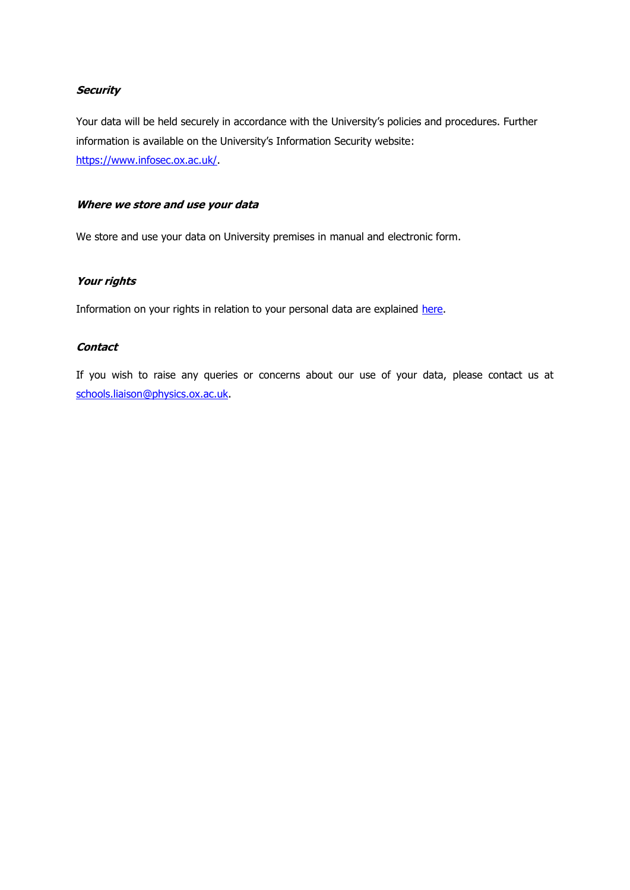***Security***

Your data will be held securely in accordance with the University's policies and procedures. Further information is available on the University's Information Security website: [https://www.infosec.ox.ac.uk/](https://www.infosec.ox.ac.uk/).

***Where we store and use your data***

We store and use your data on University premises in manual and electronic form.

***Your rights***

Information on your rights in relation to your personal data are explained here.

***Contact***

If you wish to raise any queries or concerns about our use of your data, please contact us at schools.liaison@physics.ox.ac.uk.